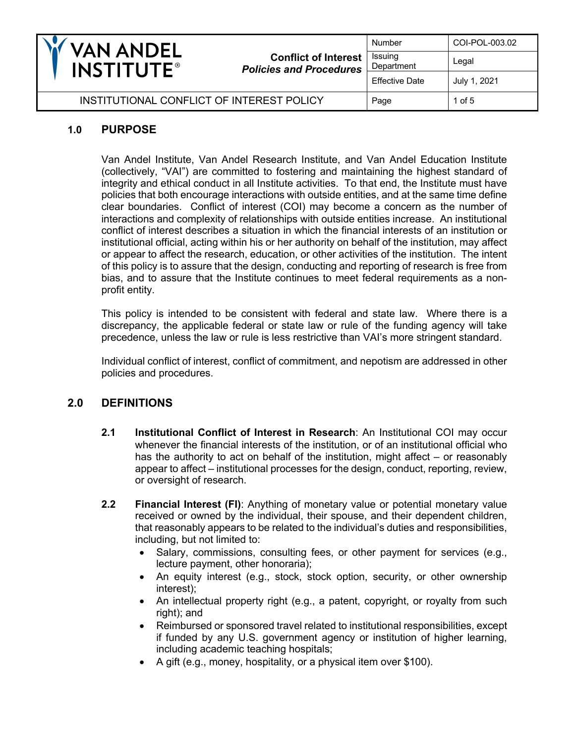| **VAN ANDEL INSTITUTE®** | **Conflict of Interest** ***Policies and Procedures*** | Number | COI-POL-003.02 |
| --- | --- | --- | --- |
| | | Issuing Department | Legal |
| | | Effective Date | July 1, 2021 |
| INSTITUTIONAL CONFLICT OF INTEREST POLICY | | Page | 1 of 5 |

## 1.0 PURPOSE

Van Andel Institute, Van Andel Research Institute, and Van Andel Education Institute (collectively, "VAI") are committed to fostering and maintaining the highest standard of integrity and ethical conduct in all Institute activities. To that end, the Institute must have policies that both encourage interactions with outside entities, and at the same time define clear boundaries. Conflict of interest (COI) may become a concern as the number of interactions and complexity of relationships with outside entities increase. An institutional conflict of interest describes a situation in which the financial interests of an institution or institutional official, acting within his or her authority on behalf of the institution, may affect or appear to affect the research, education, or other activities of the institution. The intent of this policy is to assure that the design, conducting and reporting of research is free from bias, and to assure that the Institute continues to meet federal requirements as a non-profit entity.

This policy is intended to be consistent with federal and state law. Where there is a discrepancy, the applicable federal or state law or rule of the funding agency will take precedence, unless the law or rule is less restrictive than VAI's more stringent standard.

Individual conflict of interest, conflict of commitment, and nepotism are addressed in other policies and procedures.

## 2.0 DEFINITIONS

**2.1** **Institutional Conflict of Interest in Research**: An Institutional COI may occur whenever the financial interests of the institution, or of an institutional official who has the authority to act on behalf of the institution, might affect – or reasonably appear to affect – institutional processes for the design, conduct, reporting, review, or oversight of research.

**2.2** **Financial Interest (FI)**: Anything of monetary value or potential monetary value received or owned by the individual, their spouse, and their dependent children, that reasonably appears to be related to the individual's duties and responsibilities, including, but not limited to:

- Salary, commissions, consulting fees, or other payment for services (e.g., lecture payment, other honoraria);
- An equity interest (e.g., stock, stock option, security, or other ownership interest);
- An intellectual property right (e.g., a patent, copyright, or royalty from such right); and
- Reimbursed or sponsored travel related to institutional responsibilities, except if funded by any U.S. government agency or institution of higher learning, including academic teaching hospitals;
- A gift (e.g., money, hospitality, or a physical item over $100).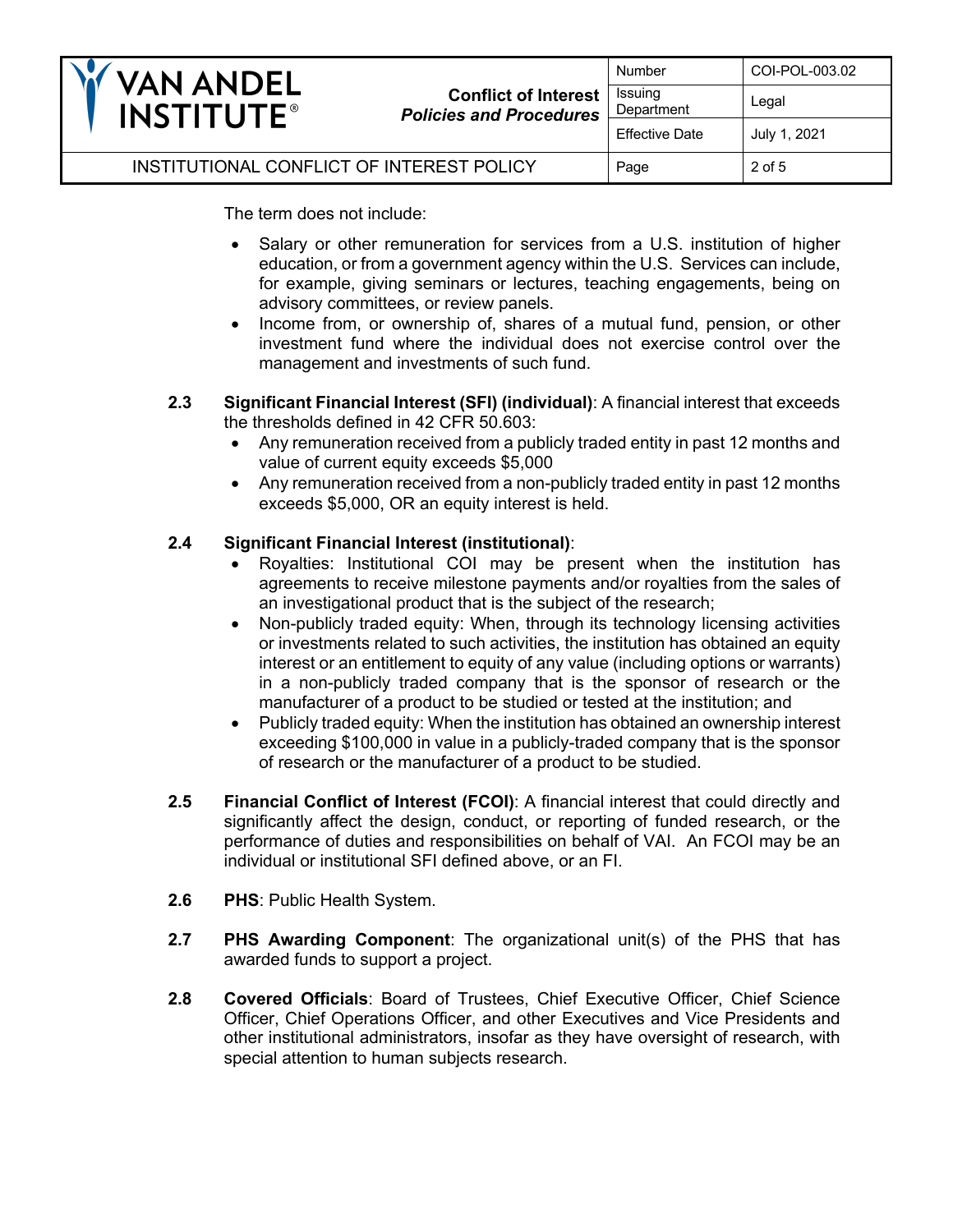The term does not include:

- Salary or other remuneration for services from a U.S. institution of higher education, or from a government agency within the U.S. Services can include, for example, giving seminars or lectures, teaching engagements, being on advisory committees, or review panels.
- Income from, or ownership of, shares of a mutual fund, pension, or other investment fund where the individual does not exercise control over the management and investments of such fund.

**2.3 Significant Financial Interest (SFI) (individual)**: A financial interest that exceeds the thresholds defined in 42 CFR 50.603:

- Any remuneration received from a publicly traded entity in past 12 months and value of current equity exceeds $5,000
- Any remuneration received from a non-publicly traded entity in past 12 months exceeds $5,000, OR an equity interest is held.

**2.4 Significant Financial Interest (institutional)**:

- Royalties: Institutional COI may be present when the institution has agreements to receive milestone payments and/or royalties from the sales of an investigational product that is the subject of the research;
- Non-publicly traded equity: When, through its technology licensing activities or investments related to such activities, the institution has obtained an equity interest or an entitlement to equity of any value (including options or warrants) in a non-publicly traded company that is the sponsor of research or the manufacturer of a product to be studied or tested at the institution; and
- Publicly traded equity: When the institution has obtained an ownership interest exceeding $100,000 in value in a publicly-traded company that is the sponsor of research or the manufacturer of a product to be studied.

**2.5 Financial Conflict of Interest (FCOI)**: A financial interest that could directly and significantly affect the design, conduct, or reporting of funded research, or the performance of duties and responsibilities on behalf of VAI. An FCOI may be an individual or institutional SFI defined above, or an FI.

**2.6 PHS**: Public Health System.

**2.7 PHS Awarding Component**: The organizational unit(s) of the PHS that has awarded funds to support a project.

**2.8 Covered Officials**: Board of Trustees, Chief Executive Officer, Chief Science Officer, Chief Operations Officer, and other Executives and Vice Presidents and other institutional administrators, insofar as they have oversight of research, with special attention to human subjects research.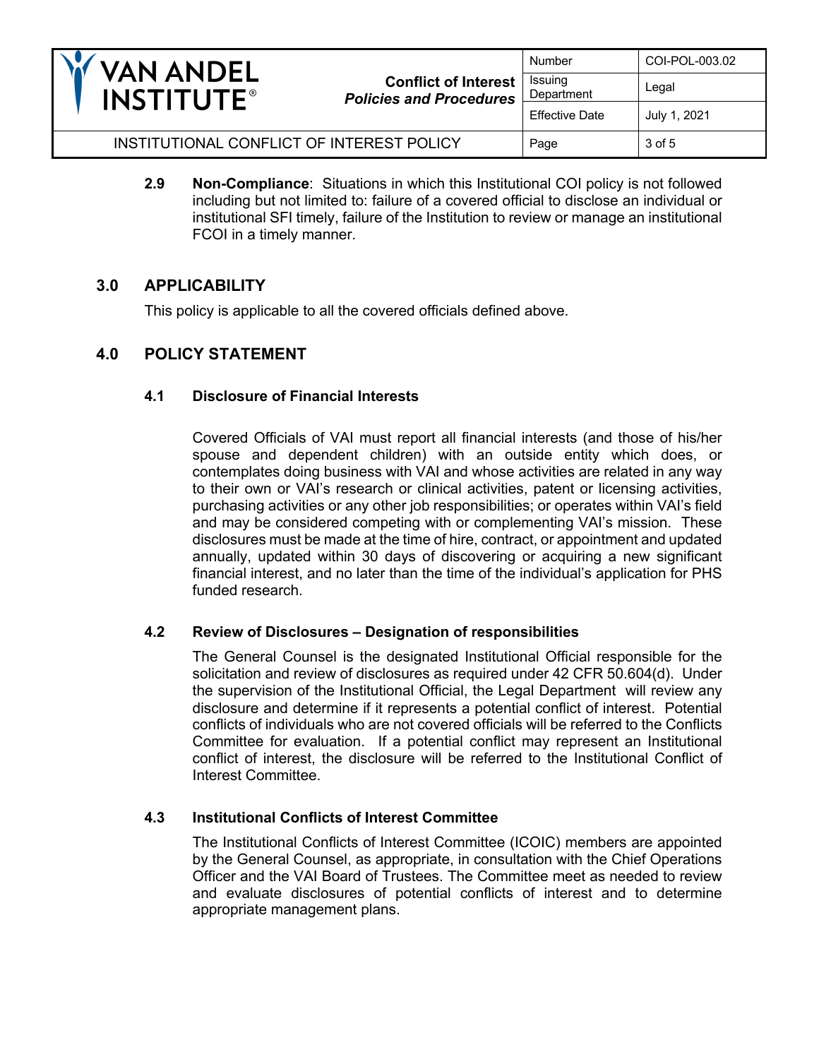**2.9 Non-Compliance**: Situations in which this Institutional COI policy is not followed including but not limited to: failure of a covered official to disclose an individual or institutional SFI timely, failure of the Institution to review or manage an institutional FCOI in a timely manner.

## 3.0 APPLICABILITY

This policy is applicable to all the covered officials defined above.

## 4.0 POLICY STATEMENT

### 4.1 Disclosure of Financial Interests

Covered Officials of VAI must report all financial interests (and those of his/her spouse and dependent children) with an outside entity which does, or contemplates doing business with VAI and whose activities are related in any way to their own or VAI's research or clinical activities, patent or licensing activities, purchasing activities or any other job responsibilities; or operates within VAI's field and may be considered competing with or complementing VAI's mission. These disclosures must be made at the time of hire, contract, or appointment and updated annually, updated within 30 days of discovering or acquiring a new significant financial interest, and no later than the time of the individual's application for PHS funded research.

### 4.2 Review of Disclosures – Designation of responsibilities

The General Counsel is the designated Institutional Official responsible for the solicitation and review of disclosures as required under 42 CFR 50.604(d). Under the supervision of the Institutional Official, the Legal Department will review any disclosure and determine if it represents a potential conflict of interest. Potential conflicts of individuals who are not covered officials will be referred to the Conflicts Committee for evaluation. If a potential conflict may represent an Institutional conflict of interest, the disclosure will be referred to the Institutional Conflict of Interest Committee.

### 4.3 Institutional Conflicts of Interest Committee

The Institutional Conflicts of Interest Committee (ICOIC) members are appointed by the General Counsel, as appropriate, in consultation with the Chief Operations Officer and the VAI Board of Trustees. The Committee meet as needed to review and evaluate disclosures of potential conflicts of interest and to determine appropriate management plans.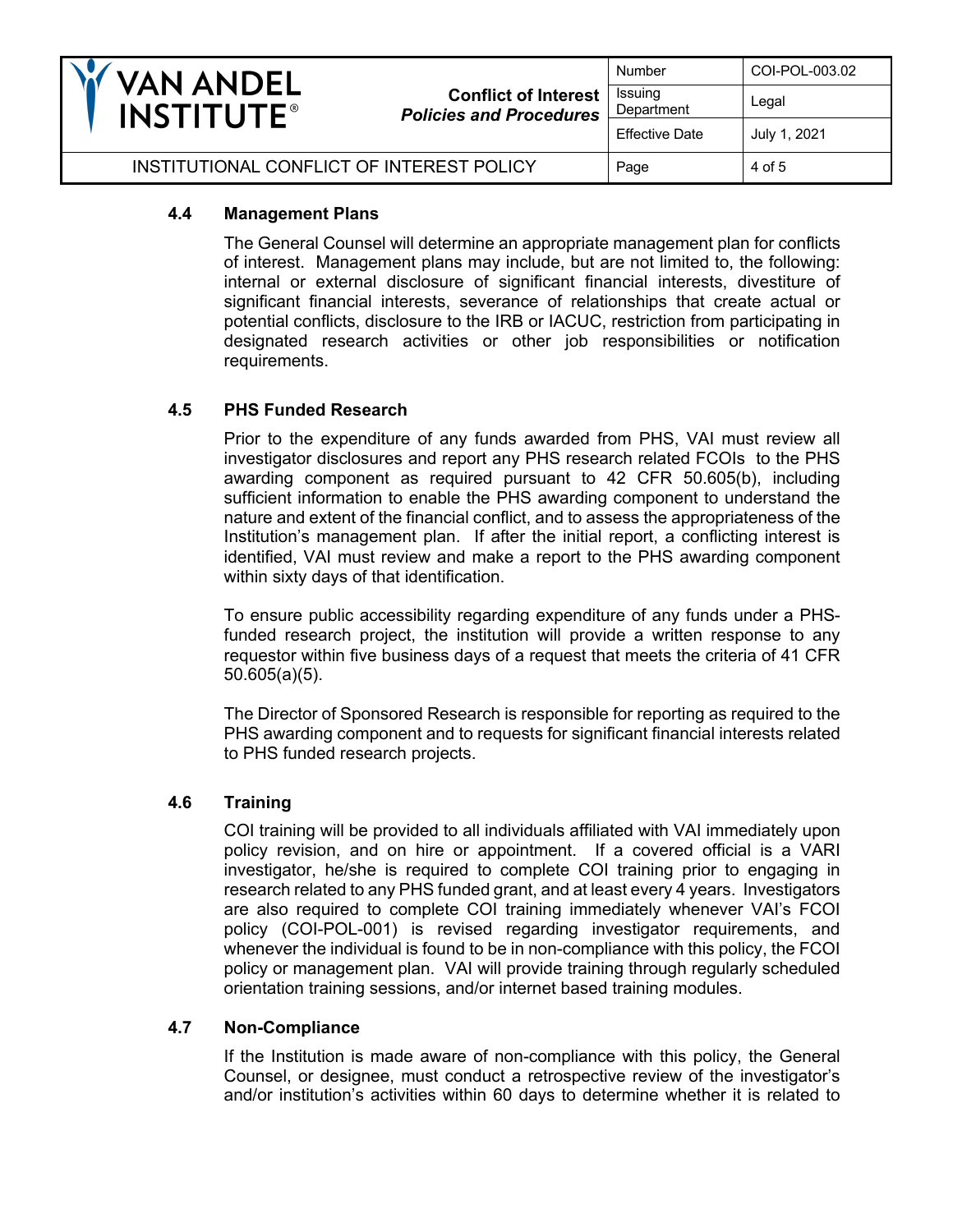### 4.4 Management Plans

The General Counsel will determine an appropriate management plan for conflicts of interest. Management plans may include, but are not limited to, the following: internal or external disclosure of significant financial interests, divestiture of significant financial interests, severance of relationships that create actual or potential conflicts, disclosure to the IRB or IACUC, restriction from participating in designated research activities or other job responsibilities or notification requirements.

### 4.5 PHS Funded Research

Prior to the expenditure of any funds awarded from PHS, VAI must review all investigator disclosures and report any PHS research related FCOIs to the PHS awarding component as required pursuant to 42 CFR 50.605(b), including sufficient information to enable the PHS awarding component to understand the nature and extent of the financial conflict, and to assess the appropriateness of the Institution's management plan. If after the initial report, a conflicting interest is identified, VAI must review and make a report to the PHS awarding component within sixty days of that identification.

To ensure public accessibility regarding expenditure of any funds under a PHS-funded research project, the institution will provide a written response to any requestor within five business days of a request that meets the criteria of 41 CFR 50.605(a)(5).

The Director of Sponsored Research is responsible for reporting as required to the PHS awarding component and to requests for significant financial interests related to PHS funded research projects.

### 4.6 Training

COI training will be provided to all individuals affiliated with VAI immediately upon policy revision, and on hire or appointment. If a covered official is a VARI investigator, he/she is required to complete COI training prior to engaging in research related to any PHS funded grant, and at least every 4 years. Investigators are also required to complete COI training immediately whenever VAI's FCOI policy (COI-POL-001) is revised regarding investigator requirements, and whenever the individual is found to be in non-compliance with this policy, the FCOI policy or management plan. VAI will provide training through regularly scheduled orientation training sessions, and/or internet based training modules.

### 4.7 Non-Compliance

If the Institution is made aware of non-compliance with this policy, the General Counsel, or designee, must conduct a retrospective review of the investigator's and/or institution's activities within 60 days to determine whether it is related to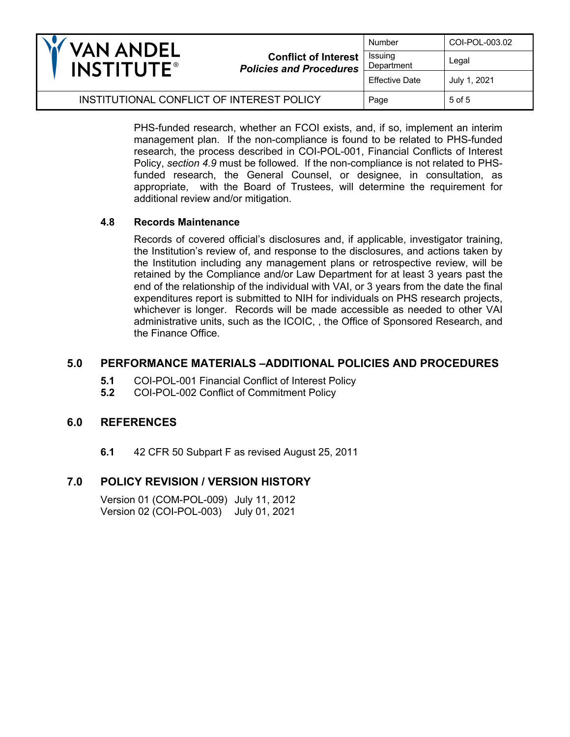PHS-funded research, whether an FCOI exists, and, if so, implement an interim management plan. If the non-compliance is found to be related to PHS-funded research, the process described in COI-POL-001, Financial Conflicts of Interest Policy, *section 4.9* must be followed. If the non-compliance is not related to PHS-funded research, the General Counsel, or designee, in consultation, as appropriate, with the Board of Trustees, will determine the requirement for additional review and/or mitigation.

### 4.8 Records Maintenance

Records of covered official's disclosures and, if applicable, investigator training, the Institution's review of, and response to the disclosures, and actions taken by the Institution including any management plans or retrospective review, will be retained by the Compliance and/or Law Department for at least 3 years past the end of the relationship of the individual with VAI, or 3 years from the date the final expenditures report is submitted to NIH for individuals on PHS research projects, whichever is longer. Records will be made accessible as needed to other VAI administrative units, such as the ICOIC, , the Office of Sponsored Research, and the Finance Office.

## 5.0 PERFORMANCE MATERIALS –ADDITIONAL POLICIES AND PROCEDURES

**5.1** COI-POL-001 Financial Conflict of Interest Policy
**5.2** COI-POL-002 Conflict of Commitment Policy

## 6.0 REFERENCES

**6.1** 42 CFR 50 Subpart F as revised August 25, 2011

## 7.0 POLICY REVISION / VERSION HISTORY

Version 01 (COM-POL-009) July 11, 2012
Version 02 (COI-POL-003) July 01, 2021